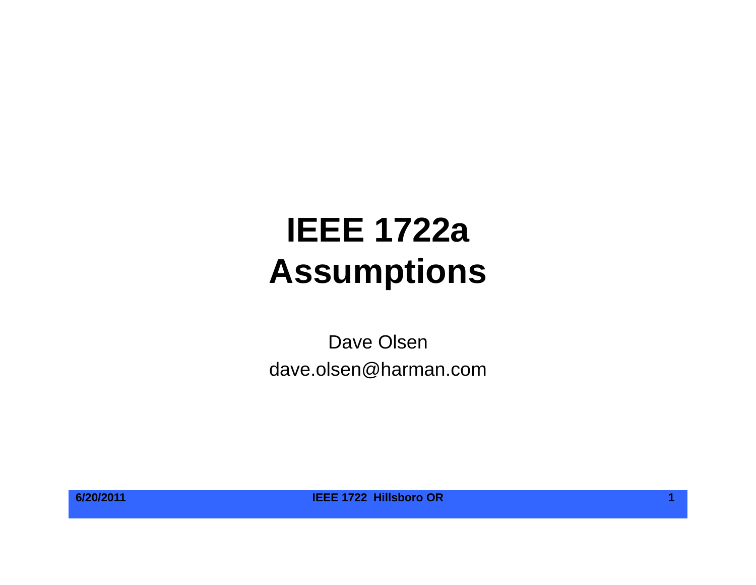# IEEE 1722a Assumptions

Dave Olsen

dave.olsen@harman.com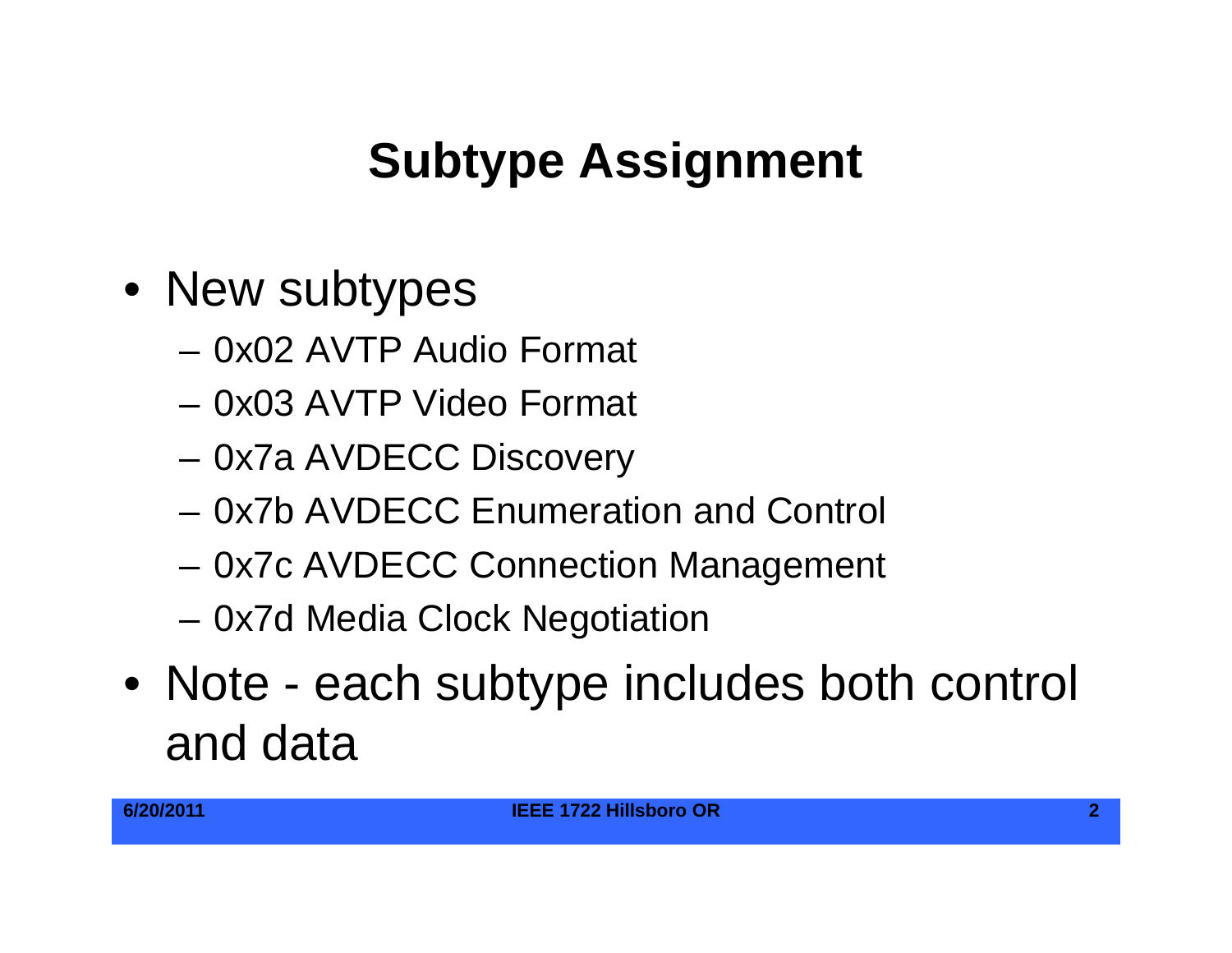# Subtype Assignment

- New subtypes
  - 0x02 AVTP Audio Format
  - 0x03 AVTP Video Format
  - 0x7a AVDECC Discovery
  - 0x7b AVDECC Enumeration and Control
  - 0x7c AVDECC Connection Management
  - 0x7d Media Clock Negotiation
- Note - each subtype includes both control and data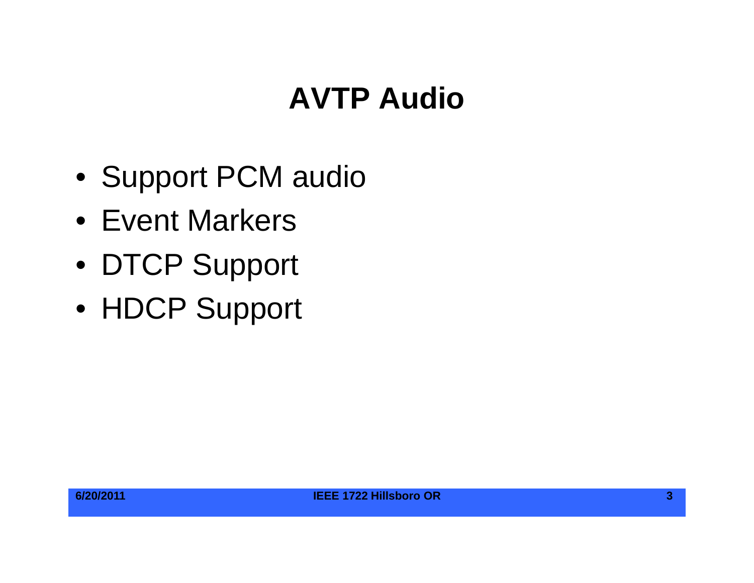# AVTP Audio

- Support PCM audio
- Event Markers
- DTCP Support
- HDCP Support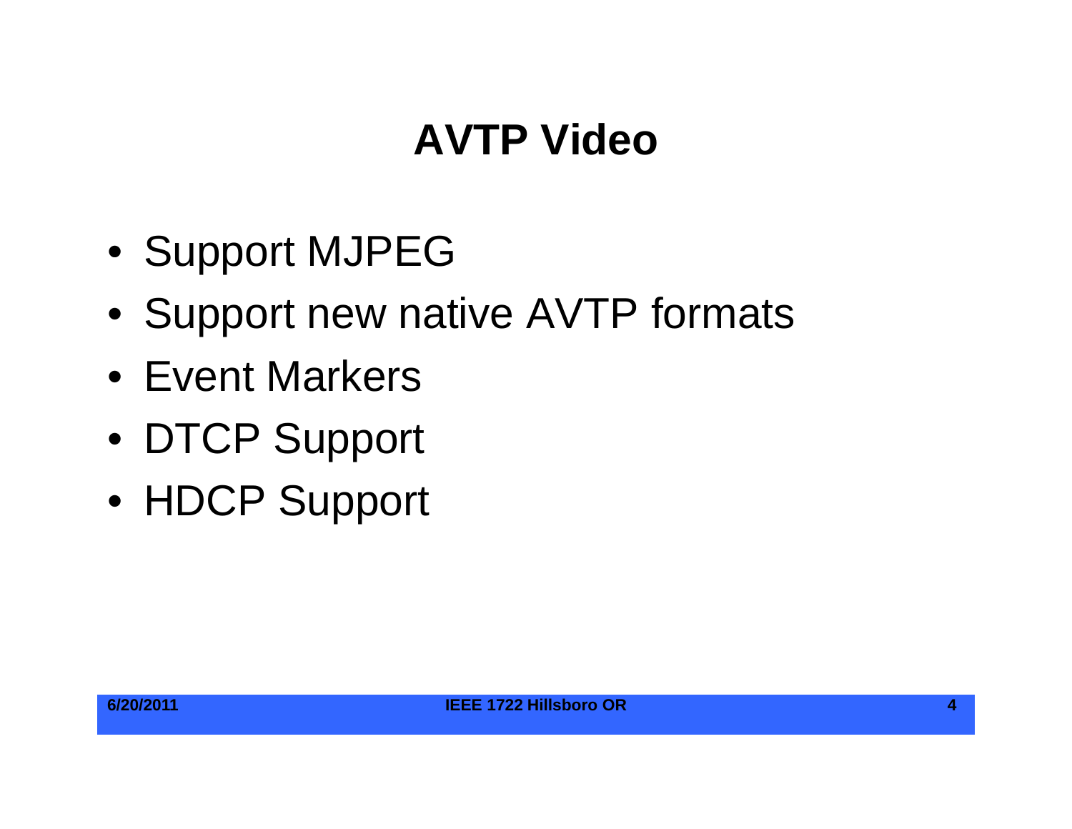# AVTP Video

- Support MJPEG
- Support new native AVTP formats
- Event Markers
- DTCP Support
- HDCP Support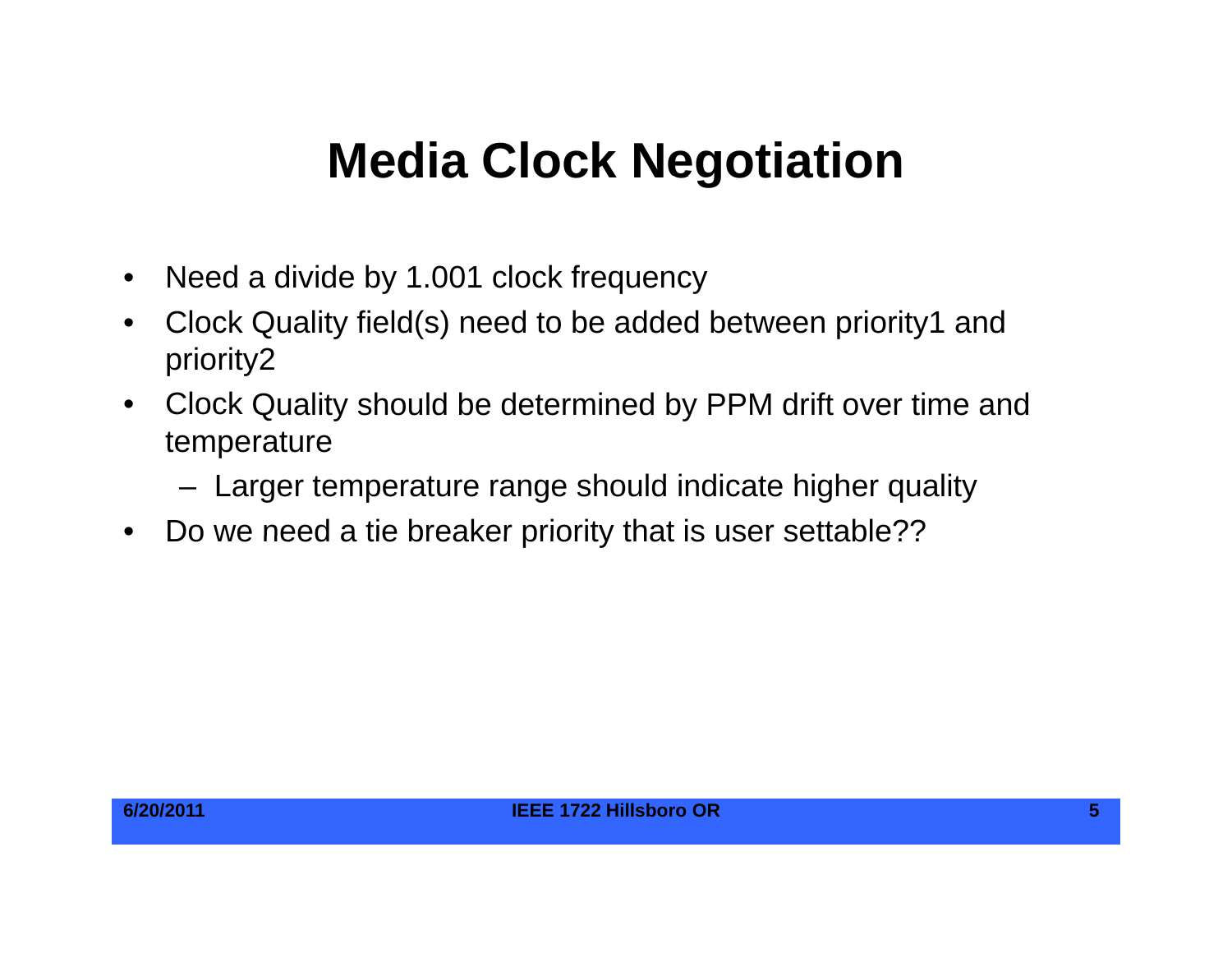# Media Clock Negotiation

- Need a divide by 1.001 clock frequency
- Clock Quality field(s) need to be added between priority1 and priority2
- Clock Quality should be determined by PPM drift over time and temperature
  - Larger temperature range should indicate higher quality
- Do we need a tie breaker priority that is user settable??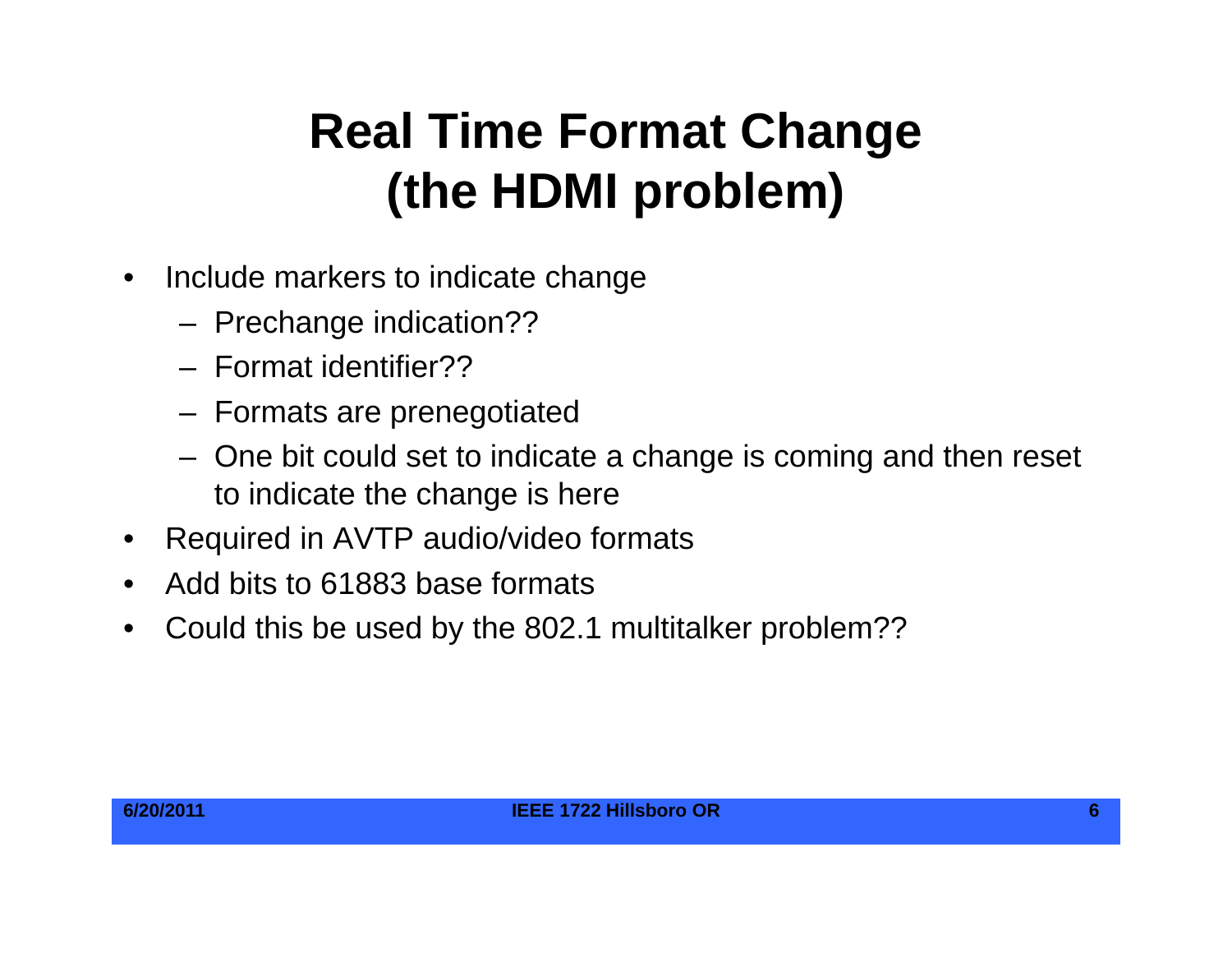# Real Time Format Change (the HDMI problem)

- Include markers to indicate change
  - Prechange indication??
  - Format identifier??
  - Formats are prenegotiated
  - One bit could set to indicate a change is coming and then reset to indicate the change is here
- Required in AVTP audio/video formats
- Add bits to 61883 base formats
- Could this be used by the 802.1 multitalker problem??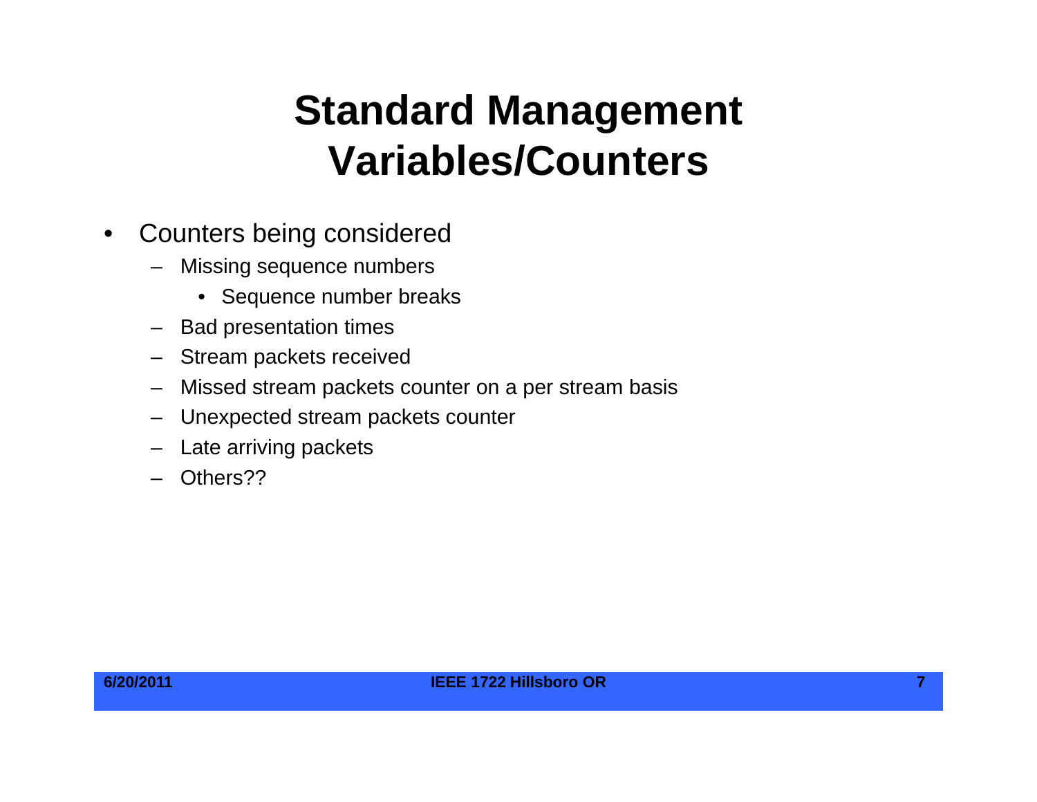# Standard Management Variables/Counters

- Counters being considered
  - Missing sequence numbers
    - Sequence number breaks
  - Bad presentation times
  - Stream packets received
  - Missed stream packets counter on a per stream basis
  - Unexpected stream packets counter
  - Late arriving packets
  - Others??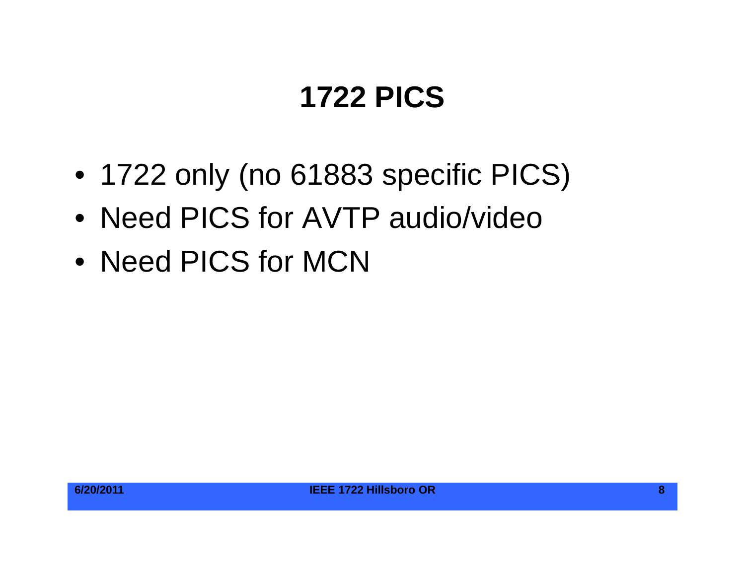# 1722 PICS

- 1722 only (no 61883 specific PICS)
- Need PICS for AVTP audio/video
- Need PICS for MCN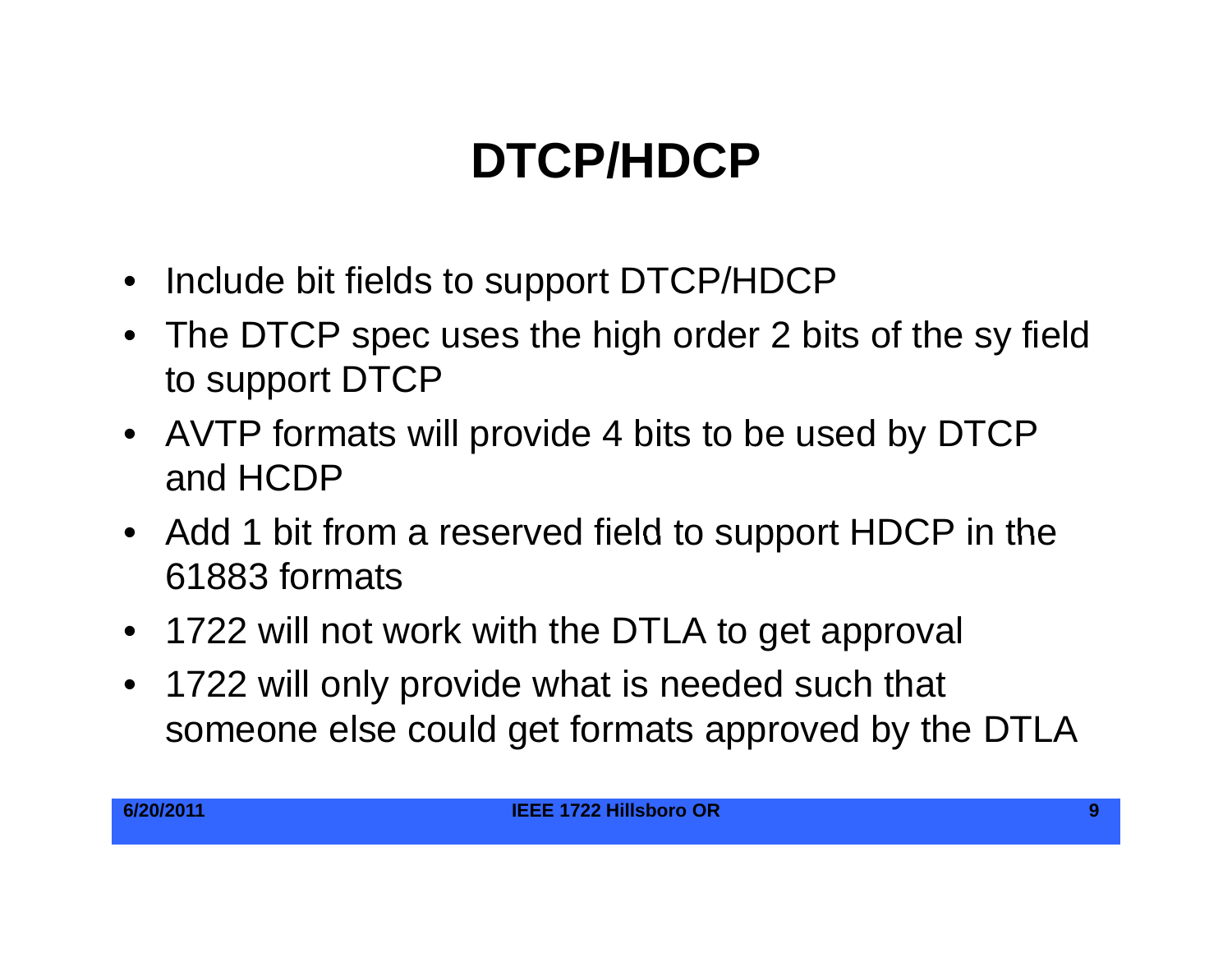# DTCP/HDCP

- Include bit fields to support DTCP/HDCP
- The DTCP spec uses the high order 2 bits of the sy field to support DTCP
- AVTP formats will provide 4 bits to be used by DTCP and HCDP
- Add 1 bit from a reserved field to support HDCP in the 61883 formats
- 1722 will not work with the DTLA to get approval
- 1722 will only provide what is needed such that someone else could get formats approved by the DTLA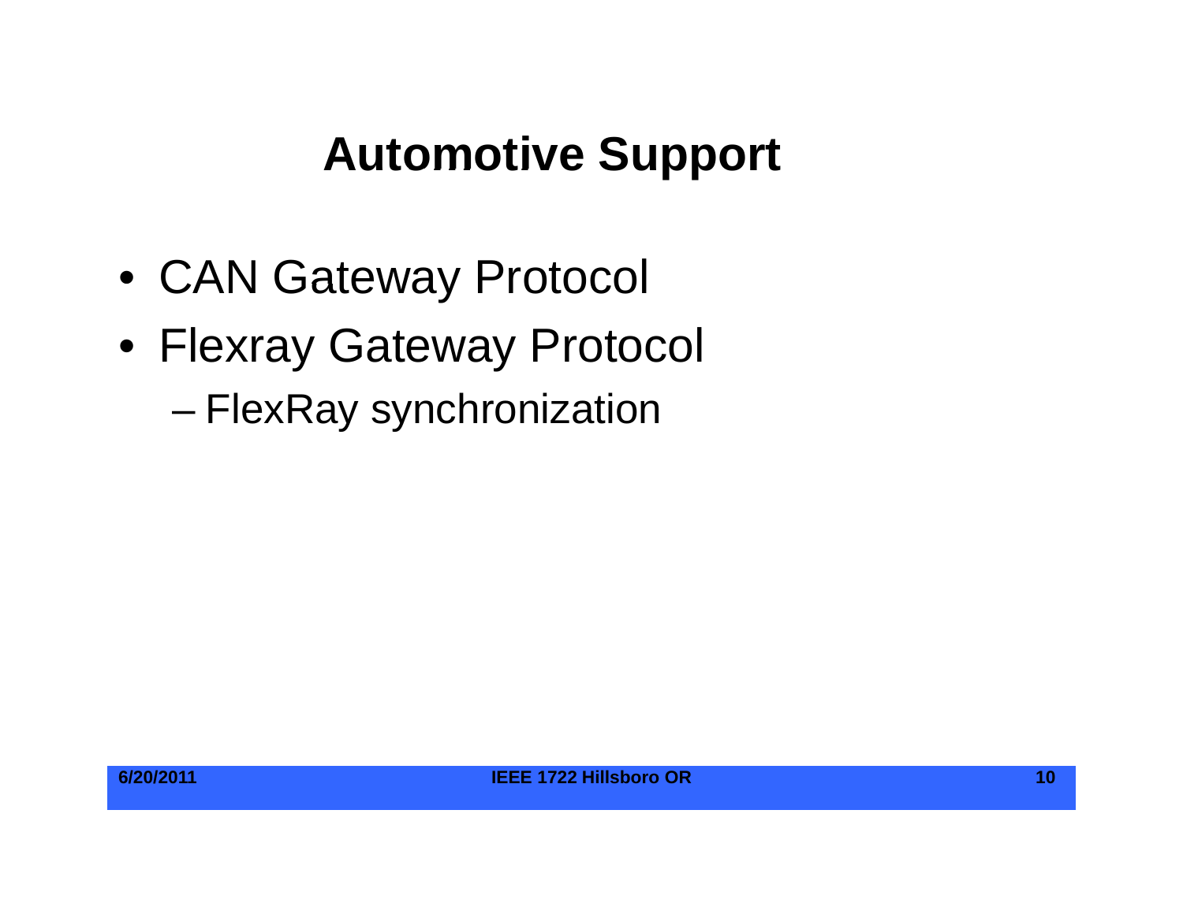# Automotive Support

- CAN Gateway Protocol
- Flexray Gateway Protocol
  - FlexRay synchronization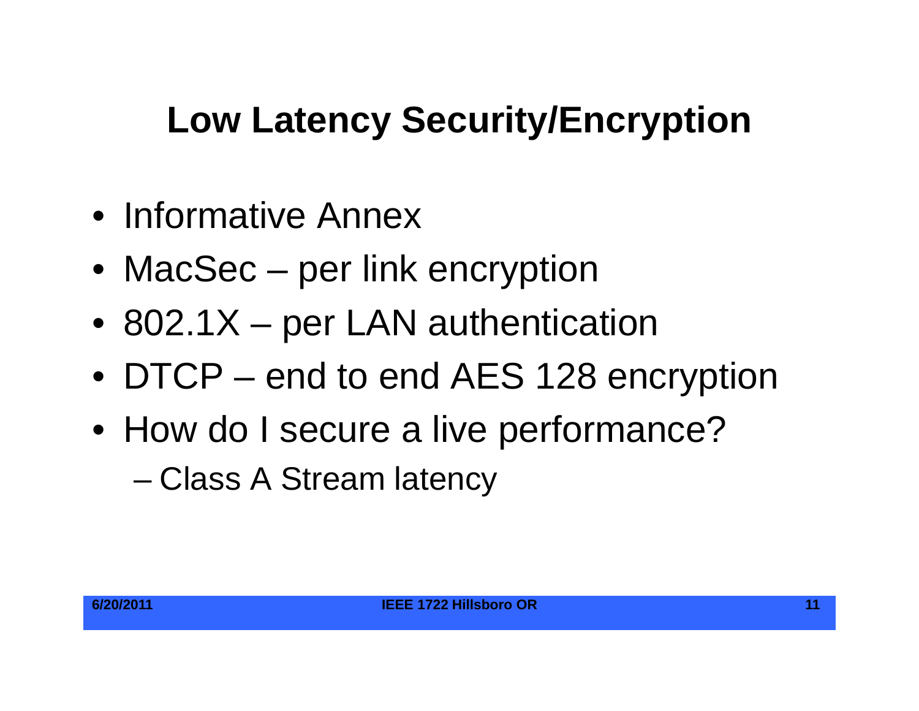# Low Latency Security/Encryption

- Informative Annex
- MacSec – per link encryption
- 802.1X – per LAN authentication
- DTCP – end to end AES 128 encryption
- How do I secure a live performance?
  - Class A Stream latency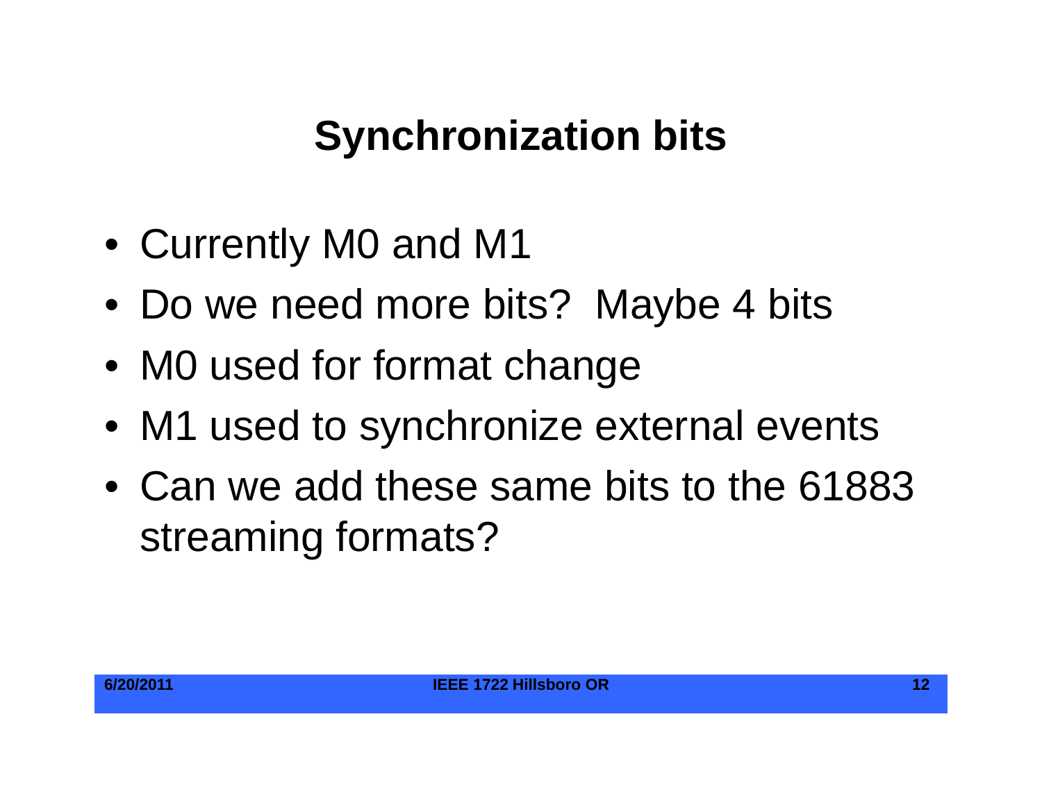# Synchronization bits

- Currently M0 and M1
- Do we need more bits? Maybe 4 bits
- M0 used for format change
- M1 used to synchronize external events
- Can we add these same bits to the 61883 streaming formats?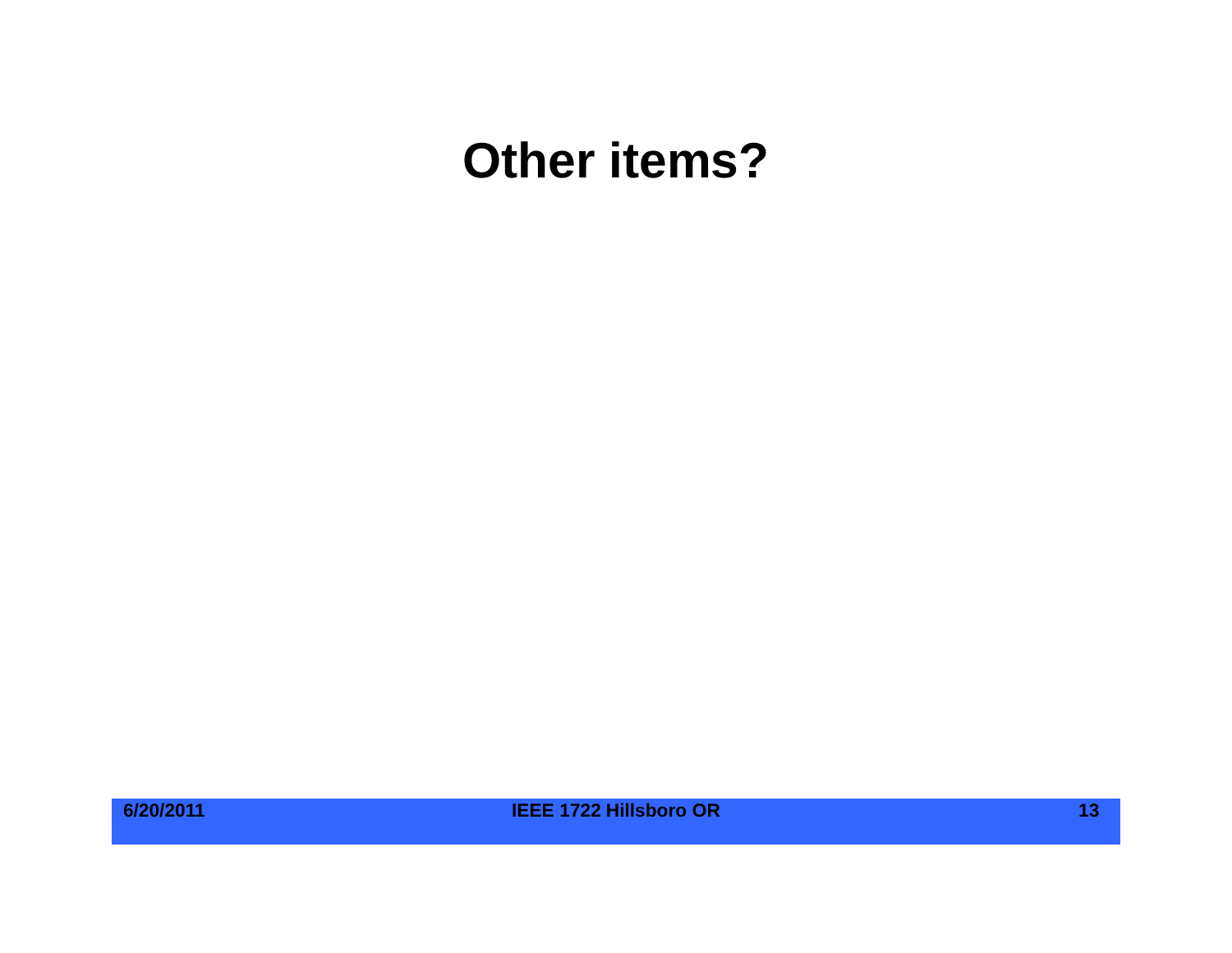# Other items?